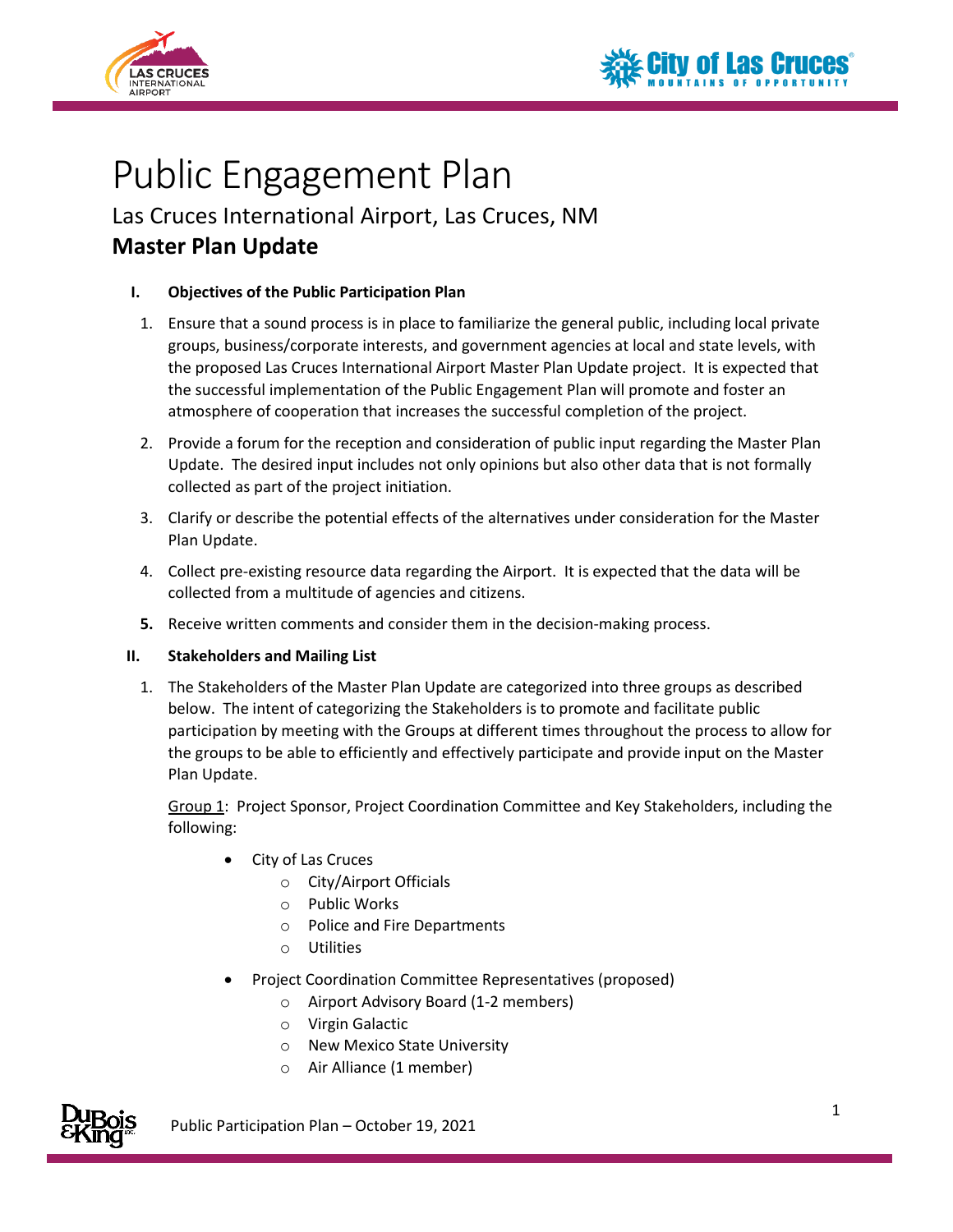# Public Engagement Plan

## Las Cruces International Airport, Las Cruces, NM

## **Master Plan Update**

### I. Objectives of the Public Participation Plan

1. Ensure that a sound process is in place to familiarize the general public, including local private groups, business/corporate interests, and government agencies at local and state levels, with the proposed Las Cruces International Airport Master Plan Update project. It is expected that the successful implementation of the Public Engagement Plan will promote and foster an atmosphere of cooperation that increases the successful completion of the project.
2. Provide a forum for the reception and consideration of public input regarding the Master Plan Update. The desired input includes not only opinions but also other data that is not formally collected as part of the project initiation.
3. Clarify or describe the potential effects of the alternatives under consideration for the Master Plan Update.
4. Collect pre-existing resource data regarding the Airport. It is expected that the data will be collected from a multitude of agencies and citizens.
5. Receive written comments and consider them in the decision-making process.

### II. Stakeholders and Mailing List

1. The Stakeholders of the Master Plan Update are categorized into three groups as described below. The intent of categorizing the Stakeholders is to promote and facilitate public participation by meeting with the Groups at different times throughout the process to allow for the groups to be able to efficiently and effectively participate and provide input on the Master Plan Update.

   Group 1: Project Sponsor, Project Coordination Committee and Key Stakeholders, including the following:

   - City of Las Cruces
     - City/Airport Officials
     - Public Works
     - Police and Fire Departments
     - Utilities
   - Project Coordination Committee Representatives (proposed)
     - Airport Advisory Board (1-2 members)
     - Virgin Galactic
     - New Mexico State University
     - Air Alliance (1 member)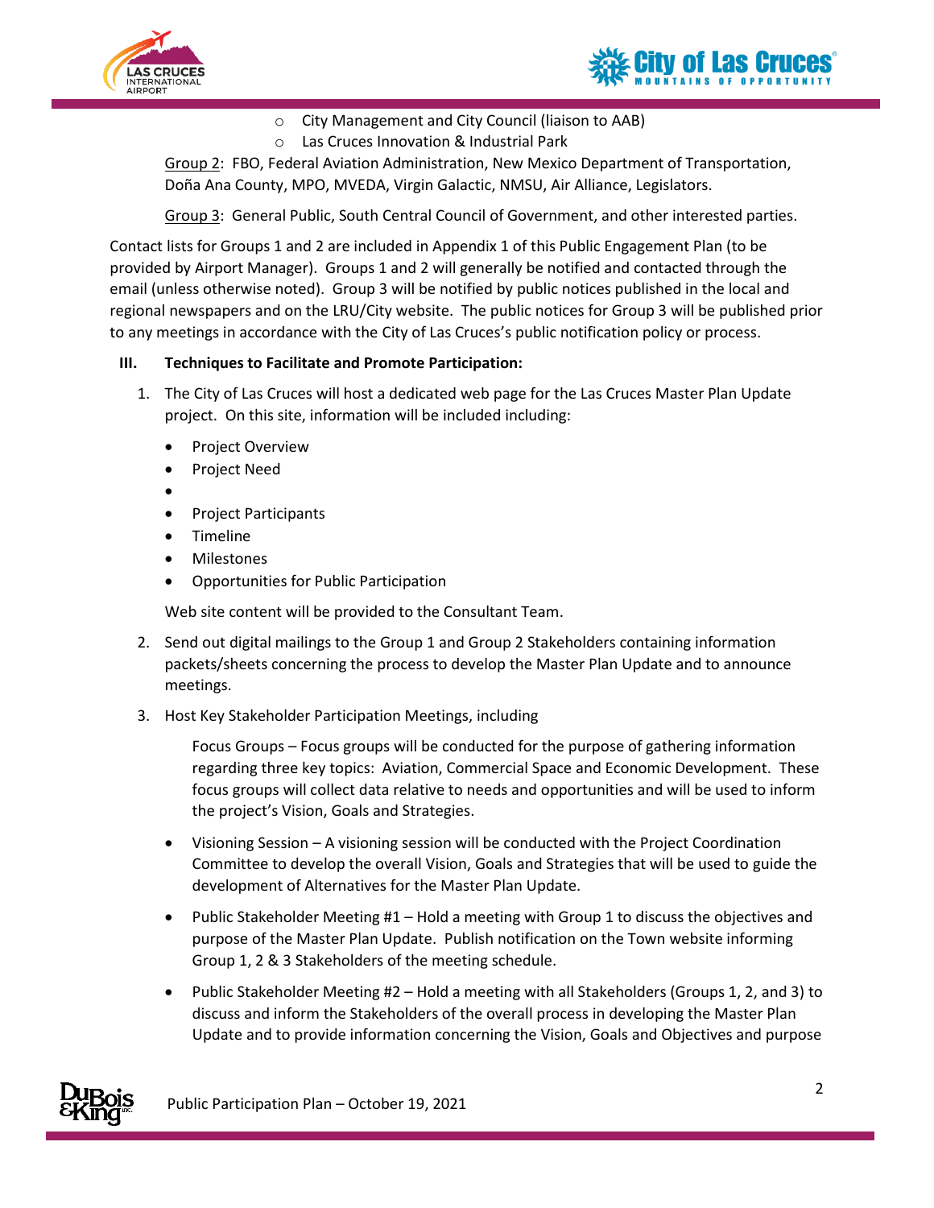- City Management and City Council (liaison to AAB)
  - Las Cruces Innovation & Industrial Park

Group 2: FBO, Federal Aviation Administration, New Mexico Department of Transportation, Doña Ana County, MPO, MVEDA, Virgin Galactic, NMSU, Air Alliance, Legislators.

Group 3: General Public, South Central Council of Government, and other interested parties.

Contact lists for Groups 1 and 2 are included in Appendix 1 of this Public Engagement Plan (to be provided by Airport Manager). Groups 1 and 2 will generally be notified and contacted through the email (unless otherwise noted). Group 3 will be notified by public notices published in the local and regional newspapers and on the LRU/City website. The public notices for Group 3 will be published prior to any meetings in accordance with the City of Las Cruces's public notification policy or process.

## III. Techniques to Facilitate and Promote Participation:

1. The City of Las Cruces will host a dedicated web page for the Las Cruces Master Plan Update project. On this site, information will be included including:

   - Project Overview
   - Project Need
   - 
   - Project Participants
   - Timeline
   - Milestones
   - Opportunities for Public Participation

   Web site content will be provided to the Consultant Team.

2. Send out digital mailings to the Group 1 and Group 2 Stakeholders containing information packets/sheets concerning the process to develop the Master Plan Update and to announce meetings.

3. Host Key Stakeholder Participation Meetings, including

   Focus Groups – Focus groups will be conducted for the purpose of gathering information regarding three key topics: Aviation, Commercial Space and Economic Development. These focus groups will collect data relative to needs and opportunities and will be used to inform the project's Vision, Goals and Strategies.

   - Visioning Session – A visioning session will be conducted with the Project Coordination Committee to develop the overall Vision, Goals and Strategies that will be used to guide the development of Alternatives for the Master Plan Update.
   - Public Stakeholder Meeting #1 – Hold a meeting with Group 1 to discuss the objectives and purpose of the Master Plan Update. Publish notification on the Town website informing Group 1, 2 & 3 Stakeholders of the meeting schedule.
   - Public Stakeholder Meeting #2 – Hold a meeting with all Stakeholders (Groups 1, 2, and 3) to discuss and inform the Stakeholders of the overall process in developing the Master Plan Update and to provide information concerning the Vision, Goals and Objectives and purpose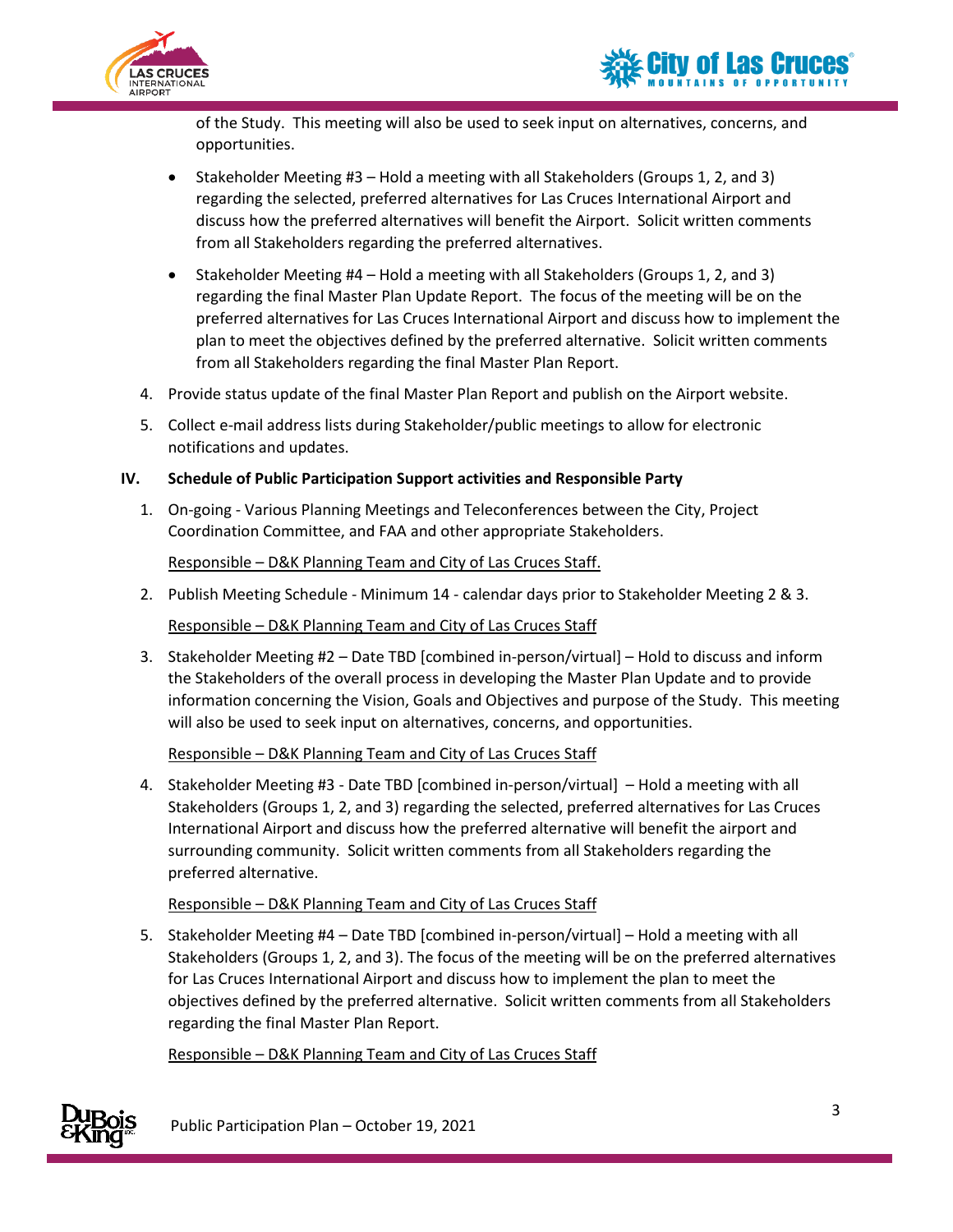of the Study. This meeting will also be used to seek input on alternatives, concerns, and opportunities.

- Stakeholder Meeting #3 – Hold a meeting with all Stakeholders (Groups 1, 2, and 3) regarding the selected, preferred alternatives for Las Cruces International Airport and discuss how the preferred alternatives will benefit the Airport. Solicit written comments from all Stakeholders regarding the preferred alternatives.
- Stakeholder Meeting #4 – Hold a meeting with all Stakeholders (Groups 1, 2, and 3) regarding the final Master Plan Update Report. The focus of the meeting will be on the preferred alternatives for Las Cruces International Airport and discuss how to implement the plan to meet the objectives defined by the preferred alternative. Solicit written comments from all Stakeholders regarding the final Master Plan Report.

4. Provide status update of the final Master Plan Report and publish on the Airport website.
5. Collect e-mail address lists during Stakeholder/public meetings to allow for electronic notifications and updates.

## IV. Schedule of Public Participation Support activities and Responsible Party

1. On-going - Various Planning Meetings and Teleconferences between the City, Project Coordination Committee, and FAA and other appropriate Stakeholders.

   Responsible – D&K Planning Team and City of Las Cruces Staff.

2. Publish Meeting Schedule - Minimum 14 - calendar days prior to Stakeholder Meeting 2 & 3.

   Responsible – D&K Planning Team and City of Las Cruces Staff

3. Stakeholder Meeting #2 – Date TBD [combined in-person/virtual] – Hold to discuss and inform the Stakeholders of the overall process in developing the Master Plan Update and to provide information concerning the Vision, Goals and Objectives and purpose of the Study. This meeting will also be used to seek input on alternatives, concerns, and opportunities.

   Responsible – D&K Planning Team and City of Las Cruces Staff

4. Stakeholder Meeting #3 - Date TBD [combined in-person/virtual] – Hold a meeting with all Stakeholders (Groups 1, 2, and 3) regarding the selected, preferred alternatives for Las Cruces International Airport and discuss how the preferred alternative will benefit the airport and surrounding community. Solicit written comments from all Stakeholders regarding the preferred alternative.

   Responsible – D&K Planning Team and City of Las Cruces Staff

5. Stakeholder Meeting #4 – Date TBD [combined in-person/virtual] – Hold a meeting with all Stakeholders (Groups 1, 2, and 3). The focus of the meeting will be on the preferred alternatives for Las Cruces International Airport and discuss how to implement the plan to meet the objectives defined by the preferred alternative. Solicit written comments from all Stakeholders regarding the final Master Plan Report.

   Responsible – D&K Planning Team and City of Las Cruces Staff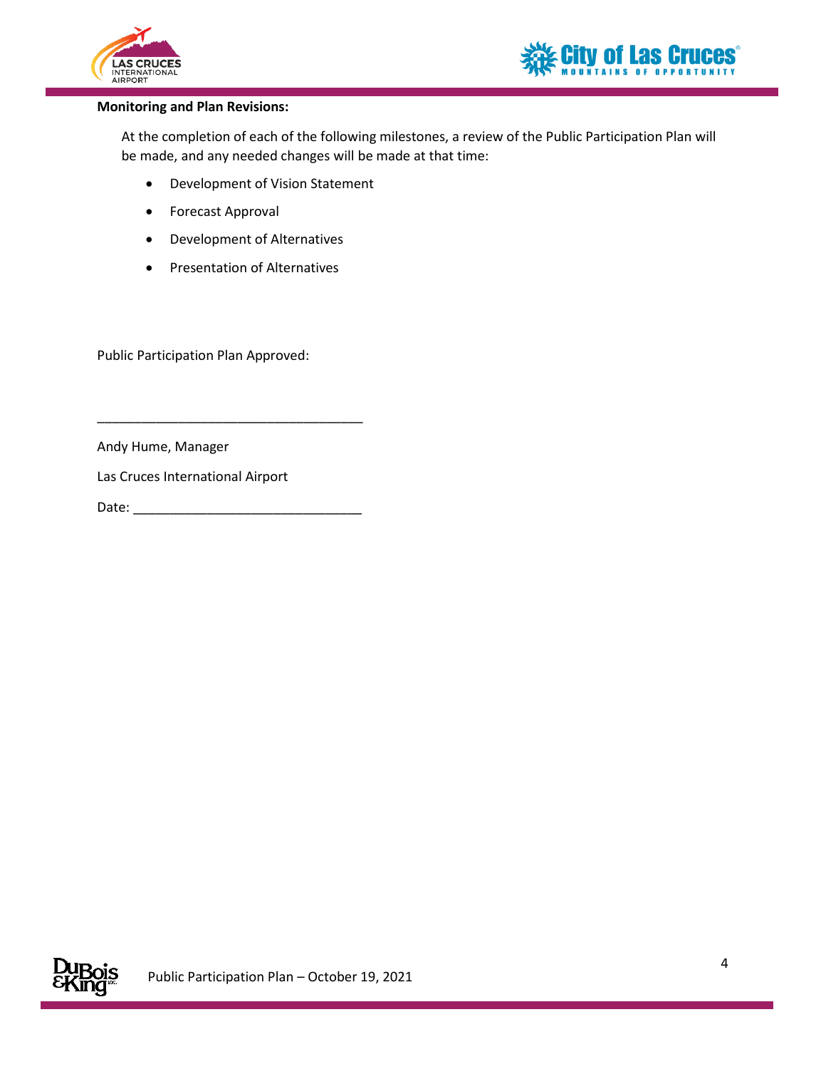**Monitoring and Plan Revisions:**

At the completion of each of the following milestones, a review of the Public Participation Plan will be made, and any needed changes will be made at that time:

- Development of Vision Statement
- Forecast Approval
- Development of Alternatives
- Presentation of Alternatives

Public Participation Plan Approved:

\_\_\_\_\_\_\_\_\_\_\_\_\_\_\_\_\_\_\_\_\_\_\_\_\_\_\_\_\_\_\_\_\_\_\_\_

Andy Hume, Manager

Las Cruces International Airport

Date: \_\_\_\_\_\_\_\_\_\_\_\_\_\_\_\_\_\_\_\_\_\_\_\_\_\_\_\_\_\_\_